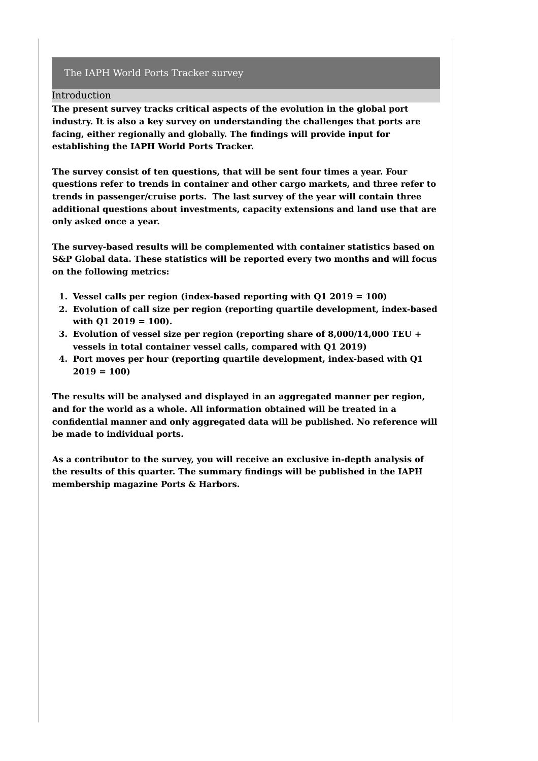# The IAPH World Ports Tracker survey

## Introduction

**The present survey tracks critical aspects of the evolution in the global port industry. It is also a key survey on understanding the challenges that ports are facing, either regionally and globally. The findings will provide input for establishing the IAPH World Ports Tracker.**

**The survey consist of ten questions, that will be sent four times a year. Four questions refer to trends in container and other cargo markets, and three refer to trends in passenger/cruise ports.  The last survey of the year will contain three additional questions about investments, capacity extensions and land use that are only asked once a year.**

**The survey-based results will be complemented with container statistics based on S&P Global data. These statistics will be reported every two months and will focus on the following metrics:**

1. **Vessel calls per region (index-based reporting with Q1 2019 = 100)**
2. **Evolution of call size per region (reporting quartile development, index-based with Q1 2019 = 100).**
3. **Evolution of vessel size per region (reporting share of 8,000/14,000 TEU + vessels in total container vessel calls, compared with Q1 2019)**
4. **Port moves per hour (reporting quartile development, index-based with Q1 2019 = 100)**

**The results will be analysed and displayed in an aggregated manner per region, and for the world as a whole. All information obtained will be treated in a confidential manner and only aggregated data will be published. No reference will be made to individual ports.**

**As a contributor to the survey, you will receive an exclusive in-depth analysis of the results of this quarter. The summary findings will be published in the IAPH membership magazine Ports & Harbors.**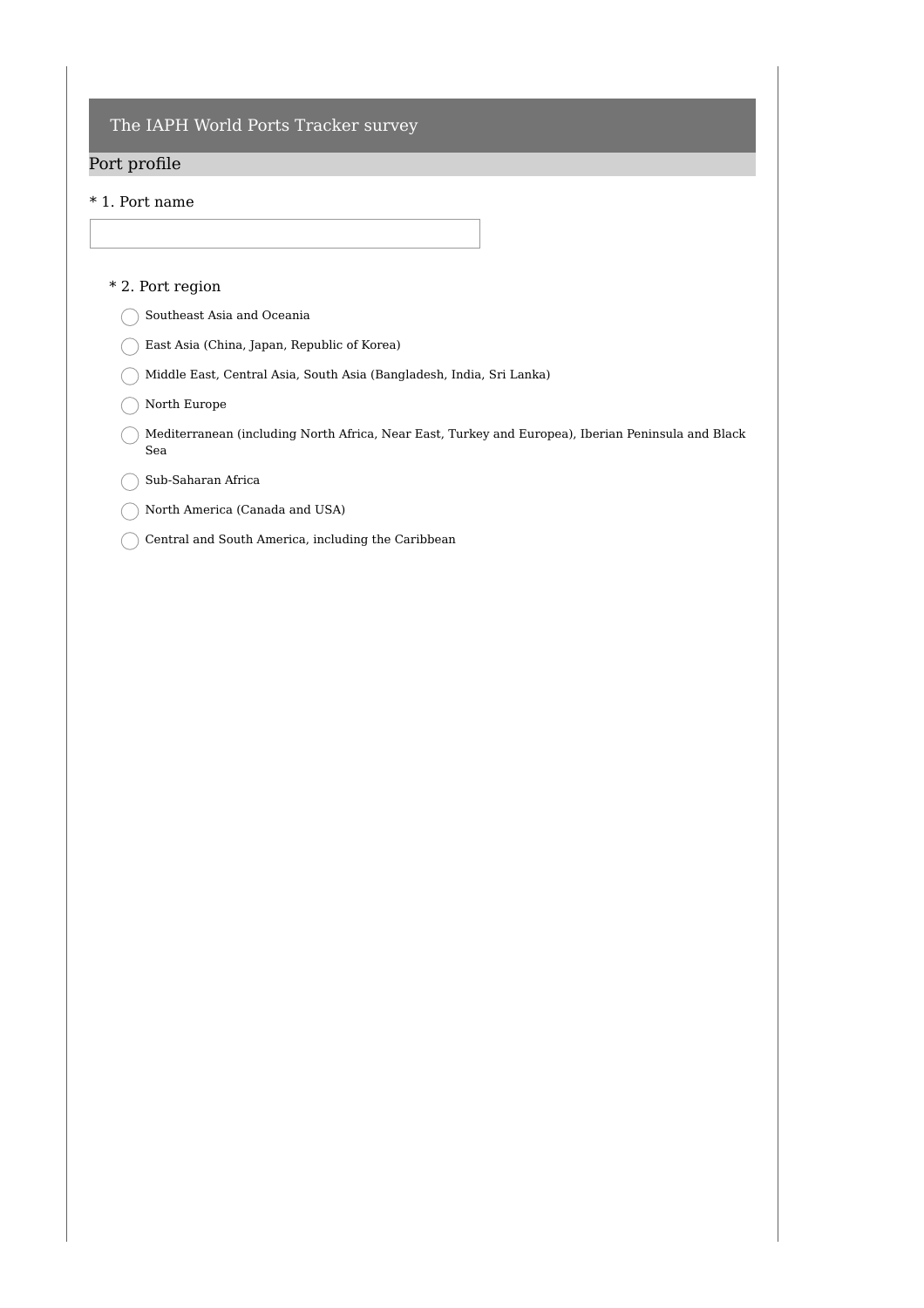# The IAPH World Ports Tracker survey

## Port profile

* 1. Port name

* 2. Port region

- ◯ Southeast Asia and Oceania
- ◯ East Asia (China, Japan, Republic of Korea)
- ◯ Middle East, Central Asia, South Asia (Bangladesh, India, Sri Lanka)
- ◯ North Europe
- ◯ Mediterranean (including North Africa, Near East, Turkey and Europea), Iberian Peninsula and Black Sea
- ◯ Sub-Saharan Africa
- ◯ North America (Canada and USA)
- ◯ Central and South America, including the Caribbean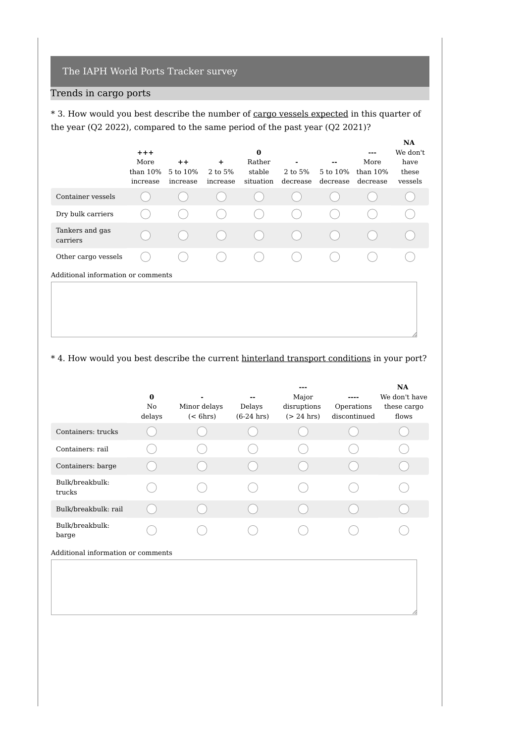## The IAPH World Ports Tracker survey

### Trends in cargo ports

* 3. How would you best describe the number of <u>cargo vessels expected</u> in this quarter of the year (Q2 2022), compared to the same period of the past year (Q2 2021)?

| | **+++** More than 10% increase | **++** 5 to 10% increase | **+** 2 to 5% increase | **0** Rather stable situation | **-** 2 to 5% decrease | **--** 5 to 10% decrease | **---** More than 10% decrease | **NA** We don't have these vessels |
|---|---|---|---|---|---|---|---|---|
| Container vessels | ◯ | ◯ | ◯ | ◯ | ◯ | ◯ | ◯ | ◯ |
| Dry bulk carriers | ◯ | ◯ | ◯ | ◯ | ◯ | ◯ | ◯ | ◯ |
| Tankers and gas carriers | ◯ | ◯ | ◯ | ◯ | ◯ | ◯ | ◯ | ◯ |
| Other cargo vessels | ◯ | ◯ | ◯ | ◯ | ◯ | ◯ | ◯ | ◯ |

Additional information or comments

* 4. How would you best describe the current <u>hinterland transport conditions</u> in your port?

| | **0** No delays | **-** Minor delays (< 6hrs) | **--** Delays (6-24 hrs) | **---** Major disruptions (> 24 hrs) | **----** Operations discontinued | **NA** We don't have these cargo flows |
|---|---|---|---|---|---|---|
| Containers: trucks | ◯ | ◯ | ◯ | ◯ | ◯ | ◯ |
| Containers: rail | ◯ | ◯ | ◯ | ◯ | ◯ | ◯ |
| Containers: barge | ◯ | ◯ | ◯ | ◯ | ◯ | ◯ |
| Bulk/breakbulk: trucks | ◯ | ◯ | ◯ | ◯ | ◯ | ◯ |
| Bulk/breakbulk: rail | ◯ | ◯ | ◯ | ◯ | ◯ | ◯ |
| Bulk/breakbulk: barge | ◯ | ◯ | ◯ | ◯ | ◯ | ◯ |

Additional information or comments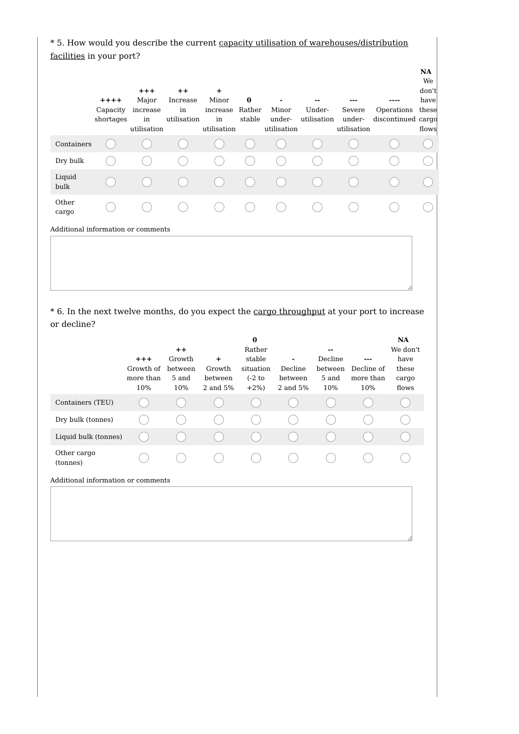\* 5. How would you describe the current capacity utilisation of warehouses/distribution facilities in your port?

| | ++++ Capacity shortages | +++ Major increase in utilisation | ++ Increase in utilisation | + Minor increase in utilisation | 0 Rather stable | - Minor under-utilisation | -- Under-utilisation | --- Severe under-utilisation | ---- Operations discontinued | NA We don't have these cargo flows |
|---|---|---|---|---|---|---|---|---|---|---|
| Containers | ◯ | ◯ | ◯ | ◯ | ◯ | ◯ | ◯ | ◯ | ◯ | ◯ |
| Dry bulk | ◯ | ◯ | ◯ | ◯ | ◯ | ◯ | ◯ | ◯ | ◯ | ◯ |
| Liquid bulk | ◯ | ◯ | ◯ | ◯ | ◯ | ◯ | ◯ | ◯ | ◯ | ◯ |
| Other cargo | ◯ | ◯ | ◯ | ◯ | ◯ | ◯ | ◯ | ◯ | ◯ | ◯ |

Additional information or comments

\* 6. In the next twelve months, do you expect the cargo throughput at your port to increase or decline?

| | +++ Growth of more than 10% | ++ Growth between 5 and 10% | + Growth between 2 and 5% | 0 Rather stable situation (-2 to +2%) | - Decline between 2 and 5% | -- Decline between 5 and 10% | --- Decline of more than 10% | NA We don't have these cargo flows |
|---|---|---|---|---|---|---|---|---|
| Containers (TEU) | ◯ | ◯ | ◯ | ◯ | ◯ | ◯ | ◯ | ◯ |
| Dry bulk (tonnes) | ◯ | ◯ | ◯ | ◯ | ◯ | ◯ | ◯ | ◯ |
| Liquid bulk (tonnes) | ◯ | ◯ | ◯ | ◯ | ◯ | ◯ | ◯ | ◯ |
| Other cargo (tonnes) | ◯ | ◯ | ◯ | ◯ | ◯ | ◯ | ◯ | ◯ |

Additional information or comments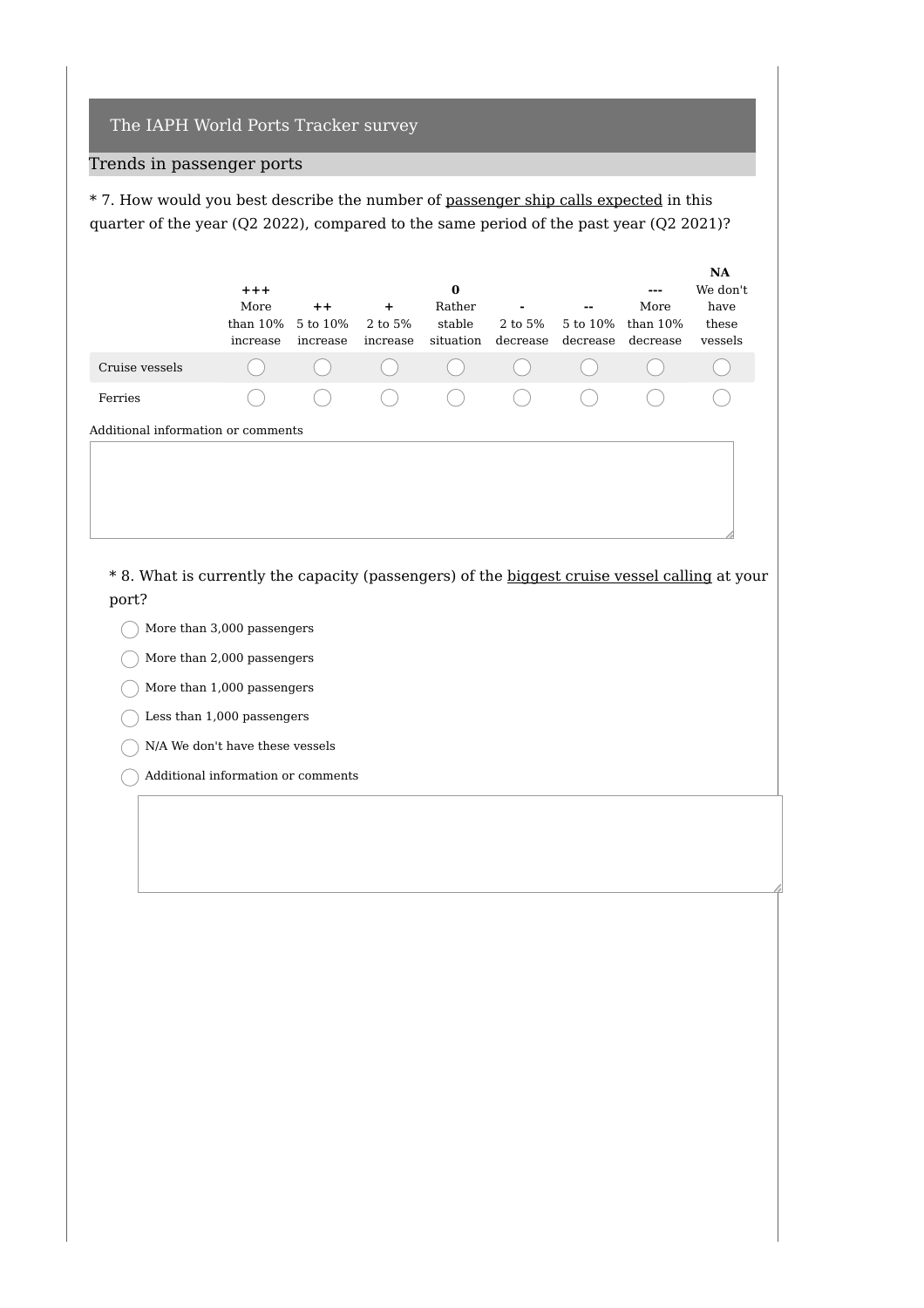## The IAPH World Ports Tracker survey

### Trends in passenger ports

* 7. How would you best describe the number of passenger ship calls expected in this quarter of the year (Q2 2022), compared to the same period of the past year (Q2 2021)?

| | **+++** More than 10% increase | **++** 5 to 10% increase | **+** 2 to 5% increase | **0** Rather stable situation | **-** 2 to 5% decrease | **--** 5 to 10% decrease | **---** More than 10% decrease | **NA** We don't have these vessels |
|---|---|---|---|---|---|---|---|---|
| Cruise vessels | ◯ | ◯ | ◯ | ◯ | ◯ | ◯ | ◯ | ◯ |
| Ferries | ◯ | ◯ | ◯ | ◯ | ◯ | ◯ | ◯ | ◯ |

Additional information or comments

* 8. What is currently the capacity (passengers) of the biggest cruise vessel calling at your port?

- ◯ More than 3,000 passengers
- ◯ More than 2,000 passengers
- ◯ More than 1,000 passengers
- ◯ Less than 1,000 passengers
- ◯ N/A We don't have these vessels
- ◯ Additional information or comments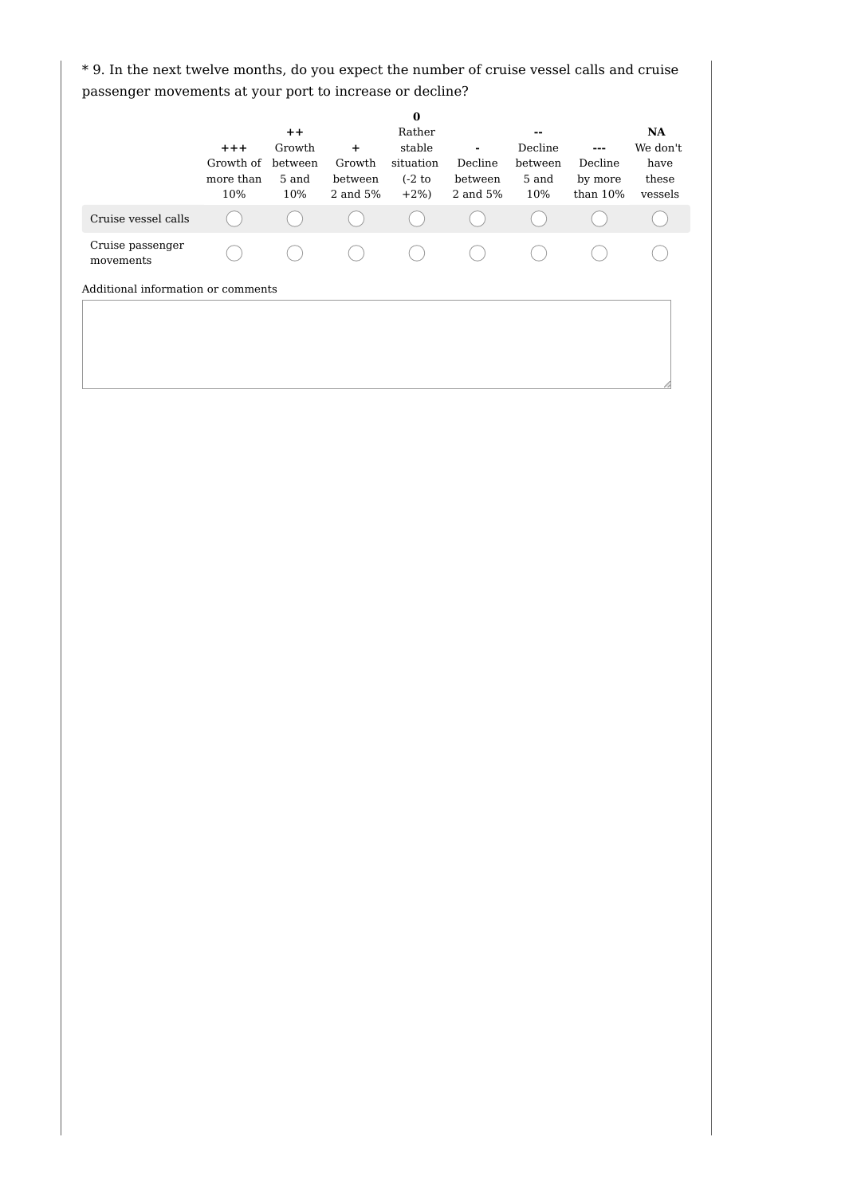* 9. In the next twelve months, do you expect the number of cruise vessel calls and cruise passenger movements at your port to increase or decline?

| | **+++** Growth of more than 10% | **++** Growth between 5 and 10% | **+** Growth between 2 and 5% | **0** Rather stable situation (-2 to +2%) | **-** Decline between 2 and 5% | **--** Decline between 5 and 10% | **---** Decline by more than 10% | **NA** We don't have these vessels |
|---|---|---|---|---|---|---|---|---|
| Cruise vessel calls | ◯ | ◯ | ◯ | ◯ | ◯ | ◯ | ◯ | ◯ |
| Cruise passenger movements | ◯ | ◯ | ◯ | ◯ | ◯ | ◯ | ◯ | ◯ |

Additional information or comments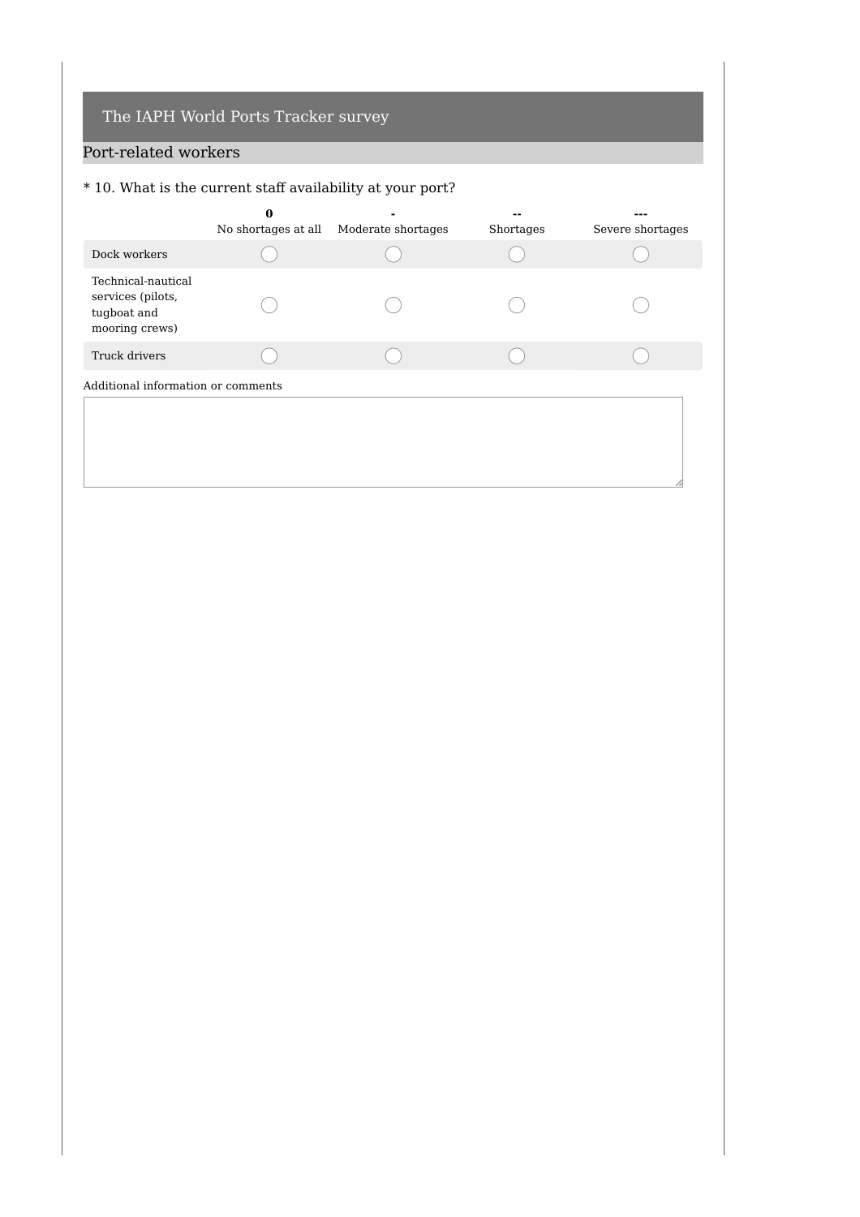# The IAPH World Ports Tracker survey

## Port-related workers

* 10. What is the current staff availability at your port?

| | **0**<br>No shortages at all | **-**<br>Moderate shortages | **--**<br>Shortages | **---**<br>Severe shortages |
|---|---|---|---|---|
| Dock workers | ◯ | ◯ | ◯ | ◯ |
| Technical-nautical services (pilots, tugboat and mooring crews) | ◯ | ◯ | ◯ | ◯ |
| Truck drivers | ◯ | ◯ | ◯ | ◯ |

Additional information or comments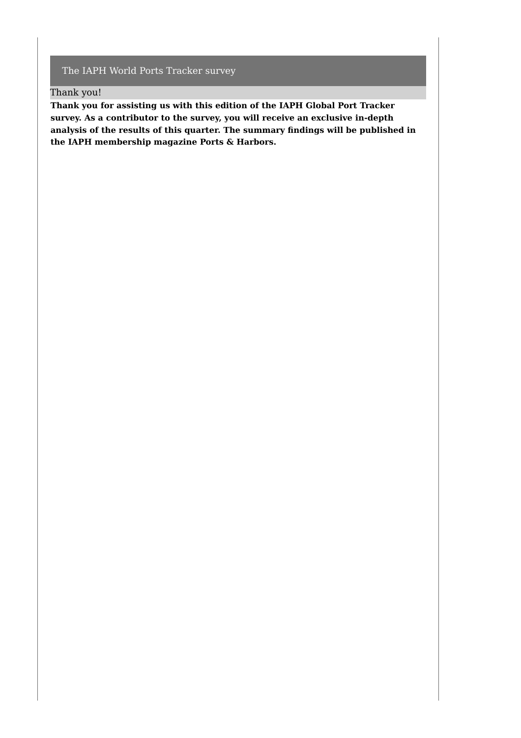## The IAPH World Ports Tracker survey

### Thank you!

**Thank you for assisting us with this edition of the IAPH Global Port Tracker survey. As a contributor to the survey, you will receive an exclusive in-depth analysis of the results of this quarter. The summary findings will be published in the IAPH membership magazine Ports & Harbors.**